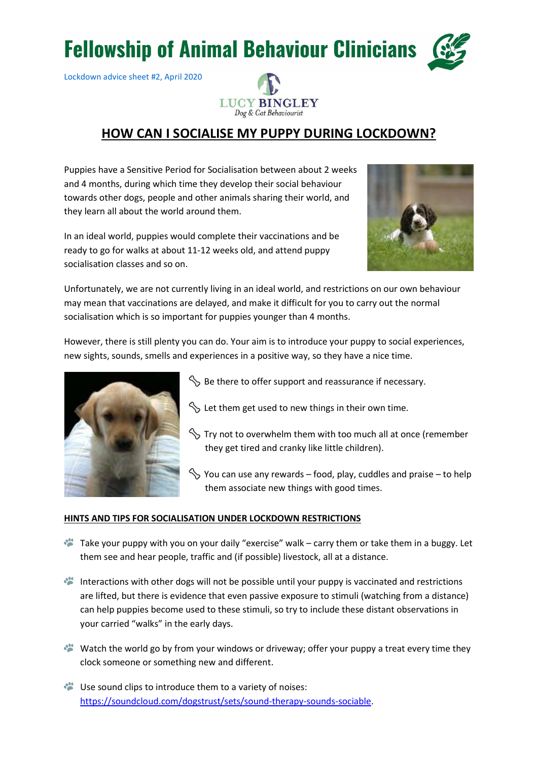# Fellowship of Animal Behaviour Clinicians

Lockdown advice sheet #2, April 2020

LUCY BINGLEY
Dog & Cat Behaviourist

## HOW CAN I SOCIALISE MY PUPPY DURING LOCKDOWN?

Puppies have a Sensitive Period for Socialisation between about 2 weeks and 4 months, during which time they develop their social behaviour towards other dogs, people and other animals sharing their world, and they learn all about the world around them.

In an ideal world, puppies would complete their vaccinations and be ready to go for walks at about 11-12 weeks old, and attend puppy socialisation classes and so on.

Unfortunately, we are not currently living in an ideal world, and restrictions on our own behaviour may mean that vaccinations are delayed, and make it difficult for you to carry out the normal socialisation which is so important for puppies younger than 4 months.

However, there is still plenty you can do. Your aim is to introduce your puppy to social experiences, new sights, sounds, smells and experiences in a positive way, so they have a nice time.

- Be there to offer support and reassurance if necessary.
- Let them get used to new things in their own time.
- Try not to overwhelm them with too much all at once (remember they get tired and cranky like little children).
- You can use any rewards – food, play, cuddles and praise – to help them associate new things with good times.

### HINTS AND TIPS FOR SOCIALISATION UNDER LOCKDOWN RESTRICTIONS

- Take your puppy with you on your daily "exercise" walk – carry them or take them in a buggy. Let them see and hear people, traffic and (if possible) livestock, all at a distance.
- Interactions with other dogs will not be possible until your puppy is vaccinated and restrictions are lifted, but there is evidence that even passive exposure to stimuli (watching from a distance) can help puppies become used to these stimuli, so try to include these distant observations in your carried "walks" in the early days.
- Watch the world go by from your windows or driveway; offer your puppy a treat every time they clock someone or something new and different.
- Use sound clips to introduce them to a variety of noises: https://soundcloud.com/dogstrust/sets/sound-therapy-sounds-sociable.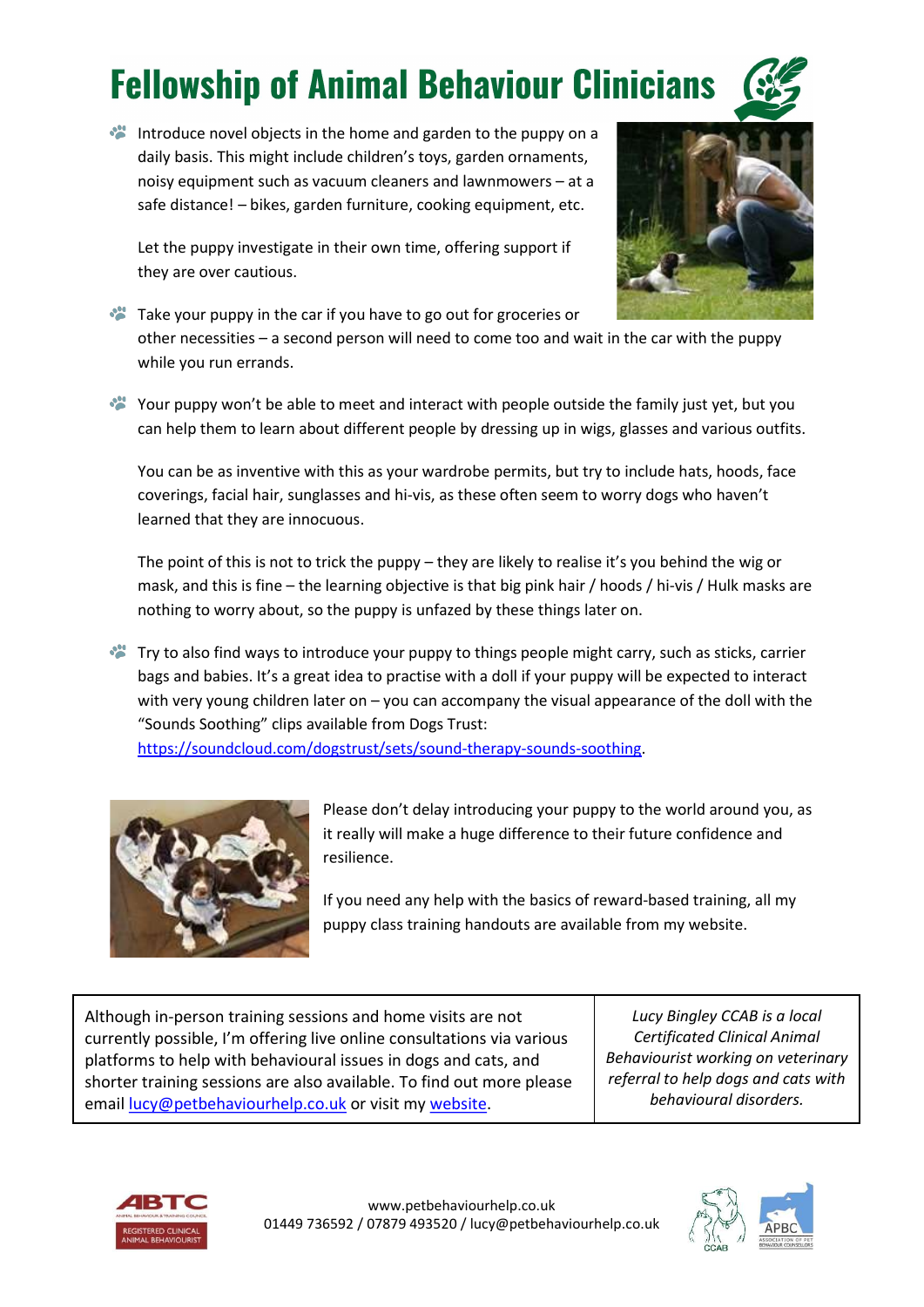# Fellowship of Animal Behaviour Clinicians

- Introduce novel objects in the home and garden to the puppy on a daily basis. This might include children's toys, garden ornaments, noisy equipment such as vacuum cleaners and lawnmowers – at a safe distance! – bikes, garden furniture, cooking equipment, etc.

  Let the puppy investigate in their own time, offering support if they are over cautious.

- Take your puppy in the car if you have to go out for groceries or other necessities – a second person will need to come too and wait in the car with the puppy while you run errands.

- Your puppy won't be able to meet and interact with people outside the family just yet, but you can help them to learn about different people by dressing up in wigs, glasses and various outfits.

  You can be as inventive with this as your wardrobe permits, but try to include hats, hoods, face coverings, facial hair, sunglasses and hi-vis, as these often seem to worry dogs who haven't learned that they are innocuous.

  The point of this is not to trick the puppy – they are likely to realise it's you behind the wig or mask, and this is fine – the learning objective is that big pink hair / hoods / hi-vis / Hulk masks are nothing to worry about, so the puppy is unfazed by these things later on.

- Try to also find ways to introduce your puppy to things people might carry, such as sticks, carrier bags and babies. It's a great idea to practise with a doll if your puppy will be expected to interact with very young children later on – you can accompany the visual appearance of the doll with the "Sounds Soothing" clips available from Dogs Trust: https://soundcloud.com/dogstrust/sets/sound-therapy-sounds-soothing.

Please don't delay introducing your puppy to the world around you, as it really will make a huge difference to their future confidence and resilience.

If you need any help with the basics of reward-based training, all my puppy class training handouts are available from my website.

| | |
|---|---|
| Although in-person training sessions and home visits are not currently possible, I'm offering live online consultations via various platforms to help with behavioural issues in dogs and cats, and shorter training sessions are also available. To find out more please email lucy@petbehaviourhelp.co.uk or visit my website. | *Lucy Bingley CCAB is a local Certificated Clinical Animal Behaviourist working on veterinary referral to help dogs and cats with behavioural disorders.* |

www.petbehaviourhelp.co.uk
01449 736592 / 07879 493520 / lucy@petbehaviourhelp.co.uk